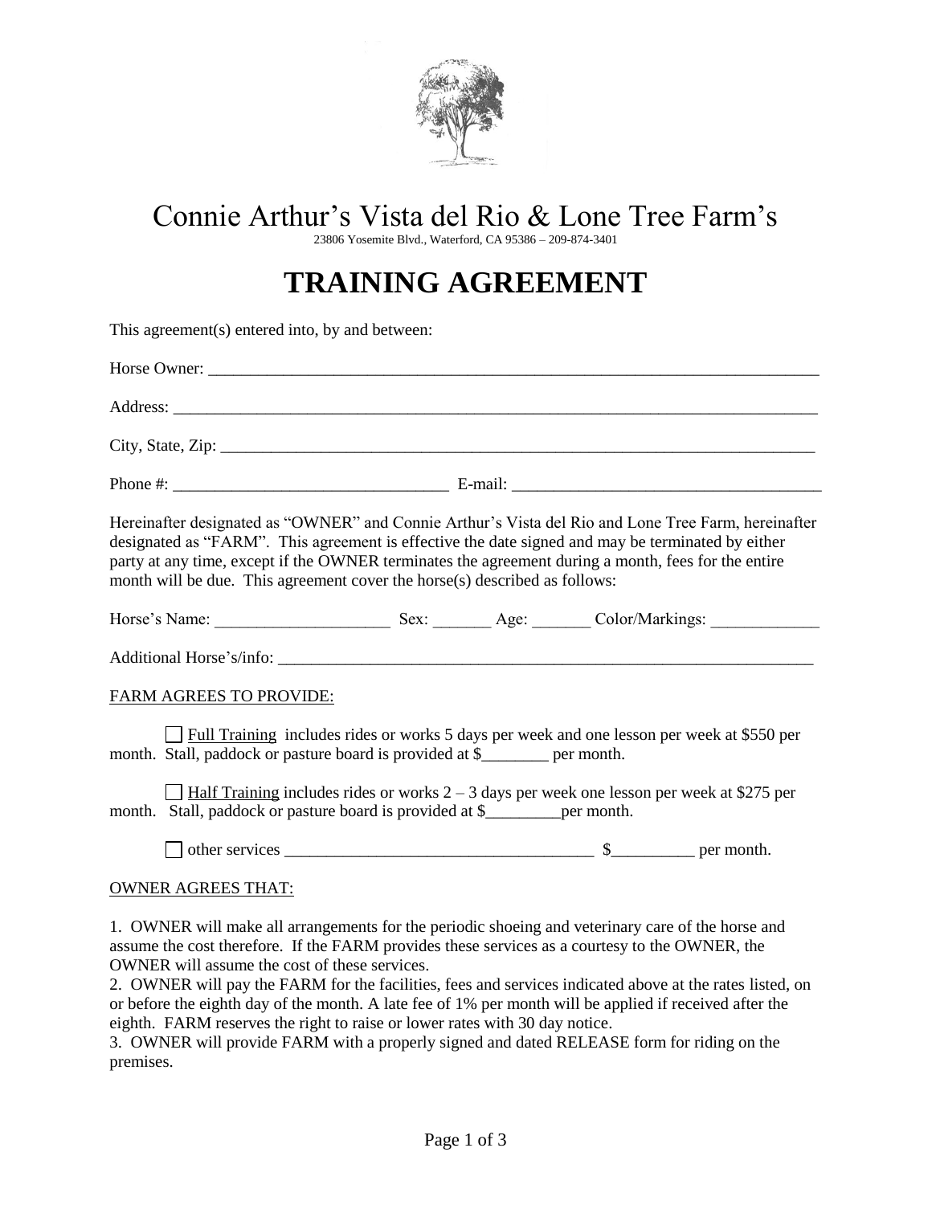# Connie Arthur's Vista del Rio & Lone Tree Farm's

23806 Yosemite Blvd., Waterford, CA 95386 – 209-874-3401

# TRAINING AGREEMENT

This agreement(s) entered into, by and between:

Horse Owner: ___________________________________________________________________________

Address: _______________________________________________________________________________

City, State, Zip: _________________________________________________________________________

Phone #: _________________________________ E-mail: _____________________________________

Hereinafter designated as "OWNER" and Connie Arthur's Vista del Rio and Lone Tree Farm, hereinafter designated as "FARM". This agreement is effective the date signed and may be terminated by either party at any time, except if the OWNER terminates the agreement during a month, fees for the entire month will be due. This agreement cover the horse(s) described as follows:

Horse's Name: _____________________ Sex: _______ Age: _______ Color/Markings: _____________

Additional Horse's/info: ____________________________________________________________________

FARM AGREES TO PROVIDE:

☐ Full Training includes rides or works 5 days per week and one lesson per week at $550 per month. Stall, paddock or pasture board is provided at $________ per month.

☐ Half Training includes rides or works 2 – 3 days per week one lesson per week at $275 per month. Stall, paddock or pasture board is provided at $_________per month.

☐ other services _____________________________________ $__________ per month.

OWNER AGREES THAT:

1. OWNER will make all arrangements for the periodic shoeing and veterinary care of the horse and assume the cost therefore. If the FARM provides these services as a courtesy to the OWNER, the OWNER will assume the cost of these services.
2. OWNER will pay the FARM for the facilities, fees and services indicated above at the rates listed, on or before the eighth day of the month. A late fee of 1% per month will be applied if received after the eighth. FARM reserves the right to raise or lower rates with 30 day notice.
3. OWNER will provide FARM with a properly signed and dated RELEASE form for riding on the premises.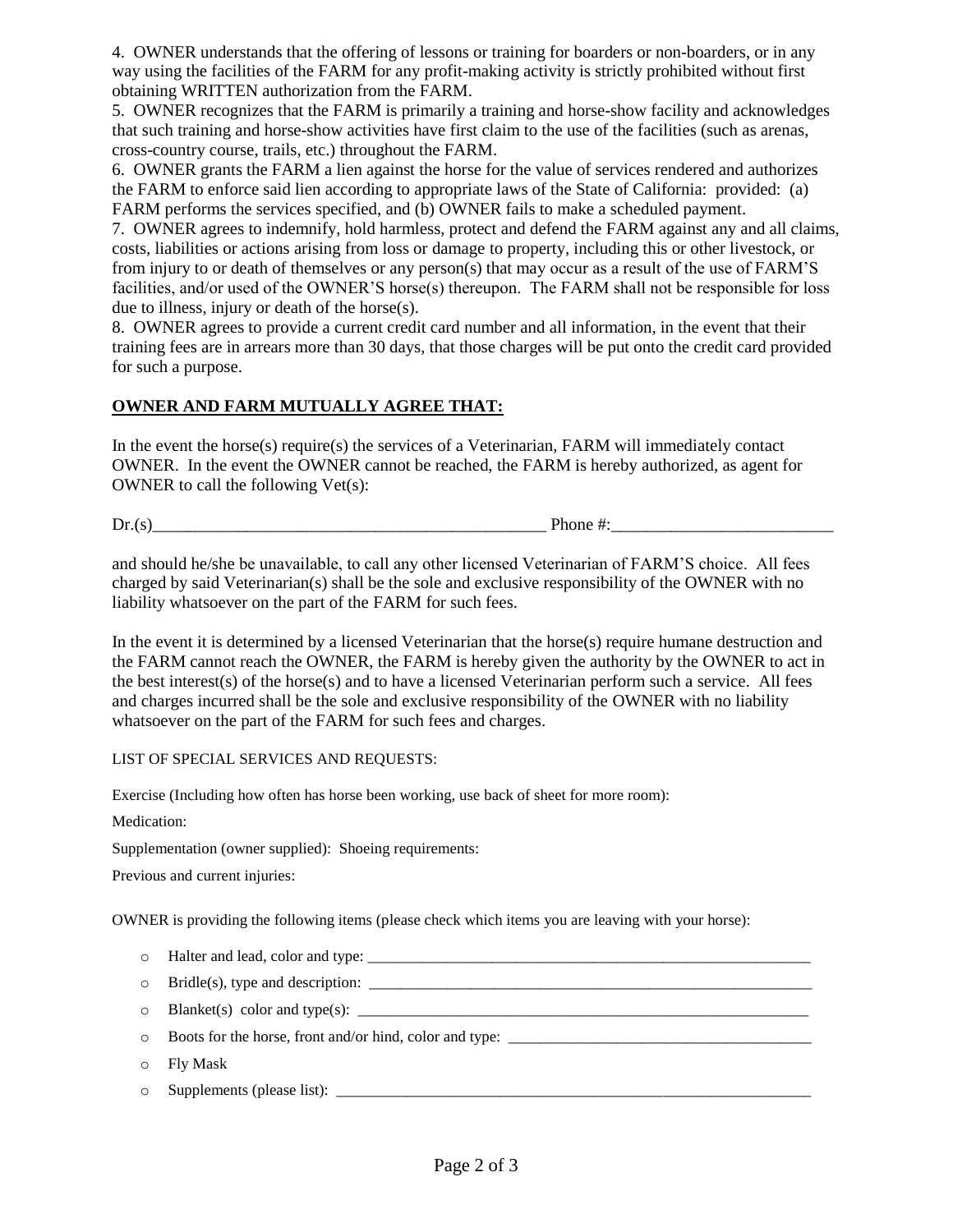4. OWNER understands that the offering of lessons or training for boarders or non-boarders, or in any way using the facilities of the FARM for any profit-making activity is strictly prohibited without first obtaining WRITTEN authorization from the FARM.

5. OWNER recognizes that the FARM is primarily a training and horse-show facility and acknowledges that such training and horse-show activities have first claim to the use of the facilities (such as arenas, cross-country course, trails, etc.) throughout the FARM.

6. OWNER grants the FARM a lien against the horse for the value of services rendered and authorizes the FARM to enforce said lien according to appropriate laws of the State of California: provided: (a) FARM performs the services specified, and (b) OWNER fails to make a scheduled payment.

7. OWNER agrees to indemnify, hold harmless, protect and defend the FARM against any and all claims, costs, liabilities or actions arising from loss or damage to property, including this or other livestock, or from injury to or death of themselves or any person(s) that may occur as a result of the use of FARM'S facilities, and/or used of the OWNER'S horse(s) thereupon. The FARM shall not be responsible for loss due to illness, injury or death of the horse(s).

8. OWNER agrees to provide a current credit card number and all information, in the event that their training fees are in arrears more than 30 days, that those charges will be put onto the credit card provided for such a purpose.

## OWNER AND FARM MUTUALLY AGREE THAT:

In the event the horse(s) require(s) the services of a Veterinarian, FARM will immediately contact OWNER. In the event the OWNER cannot be reached, the FARM is hereby authorized, as agent for OWNER to call the following Vet(s):

Dr.(s)_______________________________________________ Phone #:__________________________

and should he/she be unavailable, to call any other licensed Veterinarian of FARM'S choice. All fees charged by said Veterinarian(s) shall be the sole and exclusive responsibility of the OWNER with no liability whatsoever on the part of the FARM for such fees.

In the event it is determined by a licensed Veterinarian that the horse(s) require humane destruction and the FARM cannot reach the OWNER, the FARM is hereby given the authority by the OWNER to act in the best interest(s) of the horse(s) and to have a licensed Veterinarian perform such a service. All fees and charges incurred shall be the sole and exclusive responsibility of the OWNER with no liability whatsoever on the part of the FARM for such fees and charges.

LIST OF SPECIAL SERVICES AND REQUESTS:

Exercise (Including how often has horse been working, use back of sheet for more room):

Medication:

Supplementation (owner supplied): Shoeing requirements:

Previous and current injuries:

OWNER is providing the following items (please check which items you are leaving with your horse):

- Halter and lead, color and type: ___________________________________________________________
- Bridle(s), type and description: ___________________________________________________________
- Blanket(s) color and type(s): ____________________________________________________________
- Boots for the horse, front and/or hind, color and type: ______________________________________
- Fly Mask
- Supplements (please list): _______________________________________________________________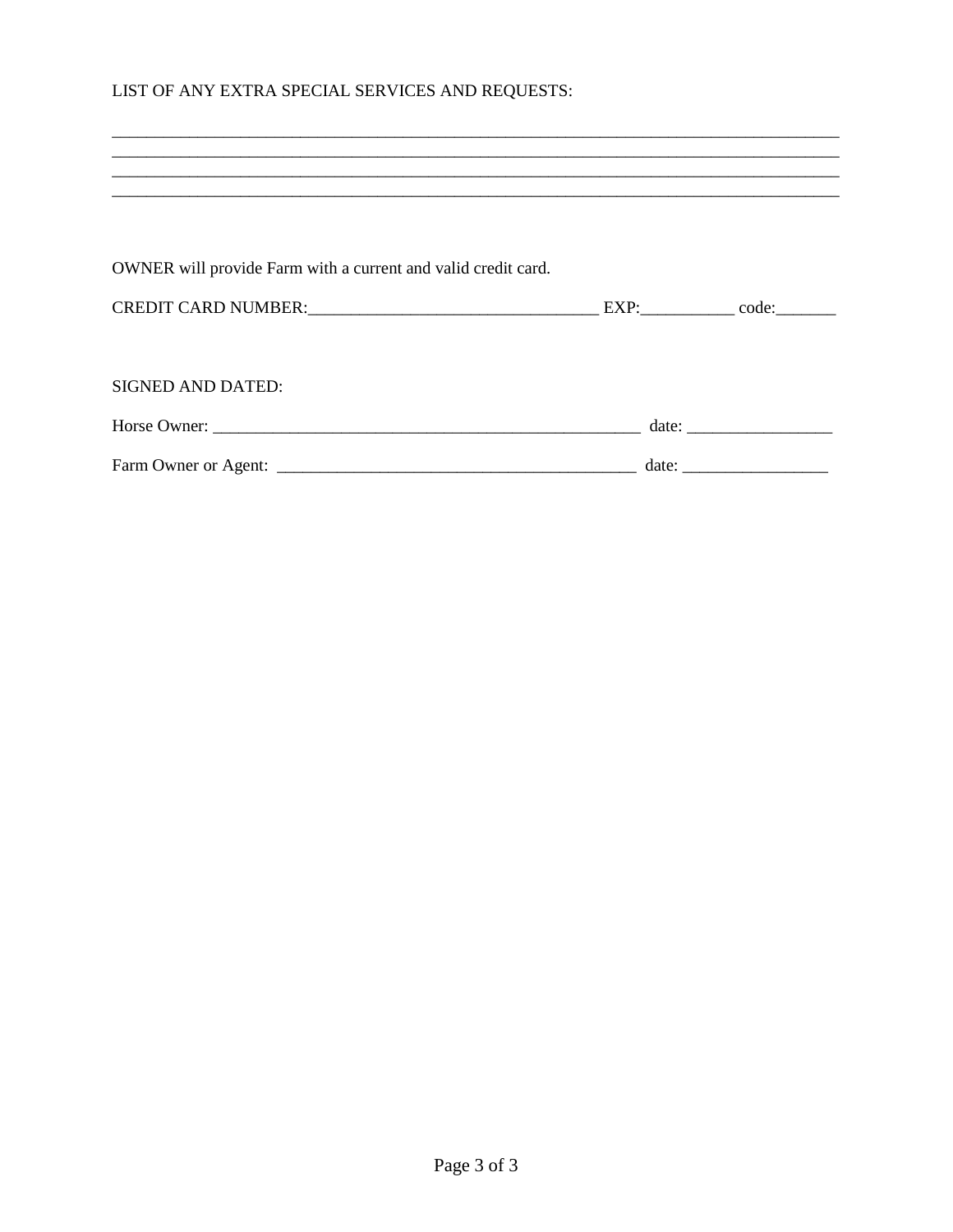LIST OF ANY EXTRA SPECIAL SERVICES AND REQUESTS:

______________________________________________________________________________________
______________________________________________________________________________________
______________________________________________________________________________________
______________________________________________________________________________________

OWNER will provide Farm with a current and valid credit card.

CREDIT CARD NUMBER:__________________________________ EXP:___________ code:_______

SIGNED AND DATED:

Horse Owner: ___________________________________________________ date: _________________

Farm Owner or Agent: _________________________________________ date: _________________